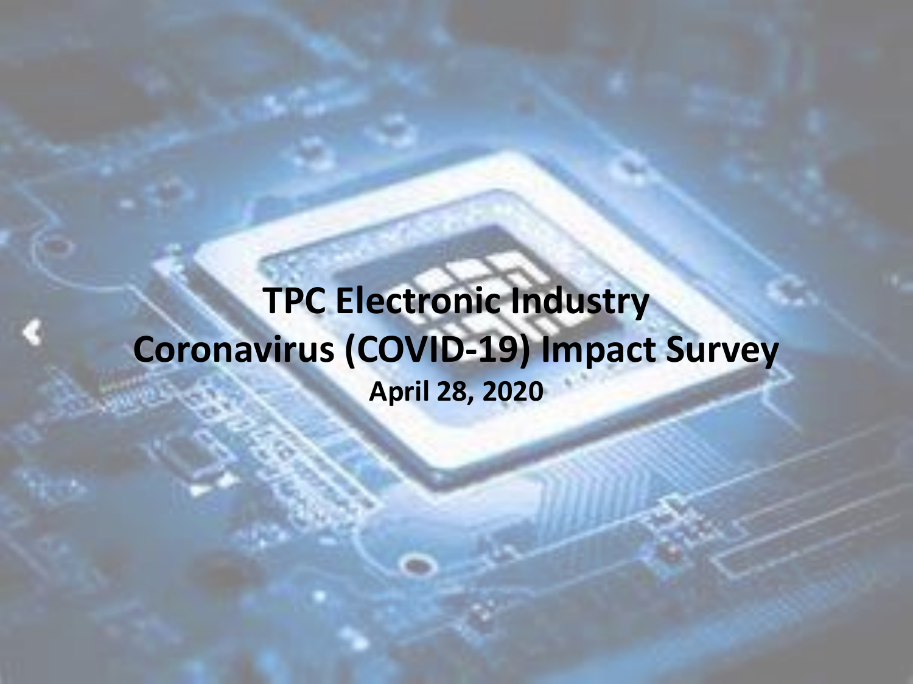# TPC Electronic Industry Coronavirus (COVID-19) Impact Survey

**April 28, 2020**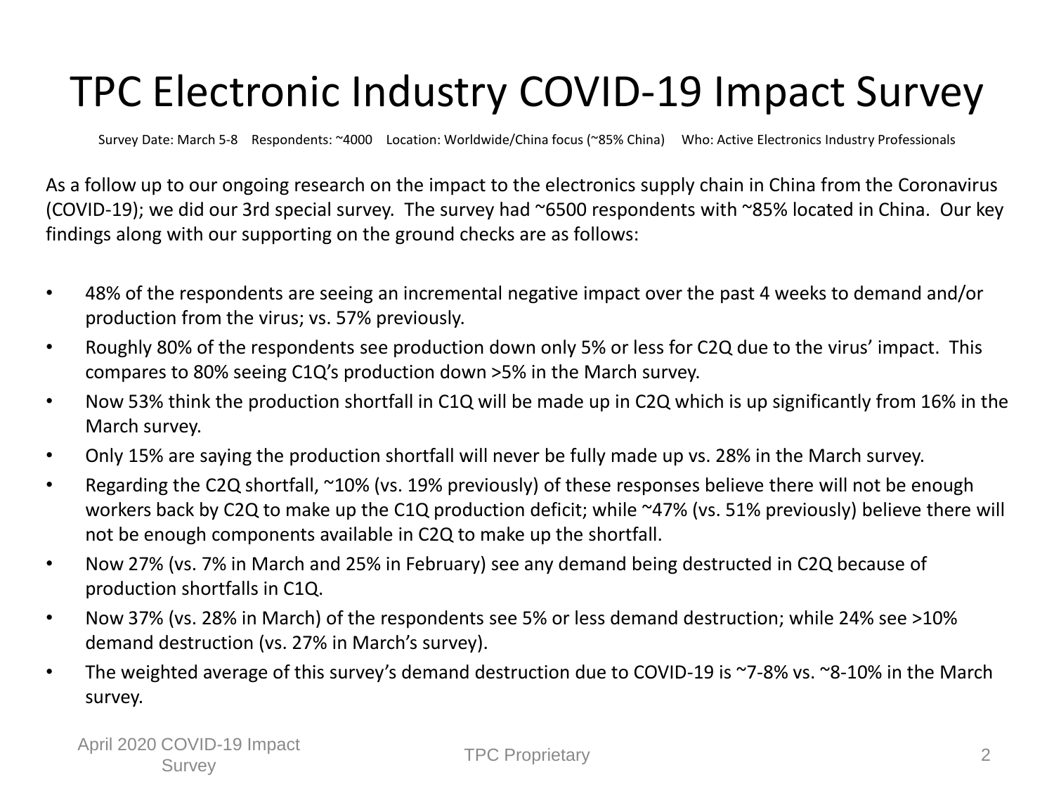# TPC Electronic Industry COVID-19 Impact Survey

Survey Date: March 5-8    Respondents: ~4000    Location: Worldwide/China focus (~85% China)    Who: Active Electronics Industry Professionals

As a follow up to our ongoing research on the impact to the electronics supply chain in China from the Coronavirus (COVID-19); we did our 3rd special survey. The survey had ~6500 respondents with ~85% located in China. Our key findings along with our supporting on the ground checks are as follows:

- 48% of the respondents are seeing an incremental negative impact over the past 4 weeks to demand and/or production from the virus; vs. 57% previously.
- Roughly 80% of the respondents see production down only 5% or less for C2Q due to the virus' impact. This compares to 80% seeing C1Q's production down >5% in the March survey.
- Now 53% think the production shortfall in C1Q will be made up in C2Q which is up significantly from 16% in the March survey.
- Only 15% are saying the production shortfall will never be fully made up vs. 28% in the March survey.
- Regarding the C2Q shortfall, ~10% (vs. 19% previously) of these responses believe there will not be enough workers back by C2Q to make up the C1Q production deficit; while ~47% (vs. 51% previously) believe there will not be enough components available in C2Q to make up the shortfall.
- Now 27% (vs. 7% in March and 25% in February) see any demand being destructed in C2Q because of production shortfalls in C1Q.
- Now 37% (vs. 28% in March) of the respondents see 5% or less demand destruction; while 24% see >10% demand destruction (vs. 27% in March's survey).
- The weighted average of this survey's demand destruction due to COVID-19 is ~7-8% vs. ~8-10% in the March survey.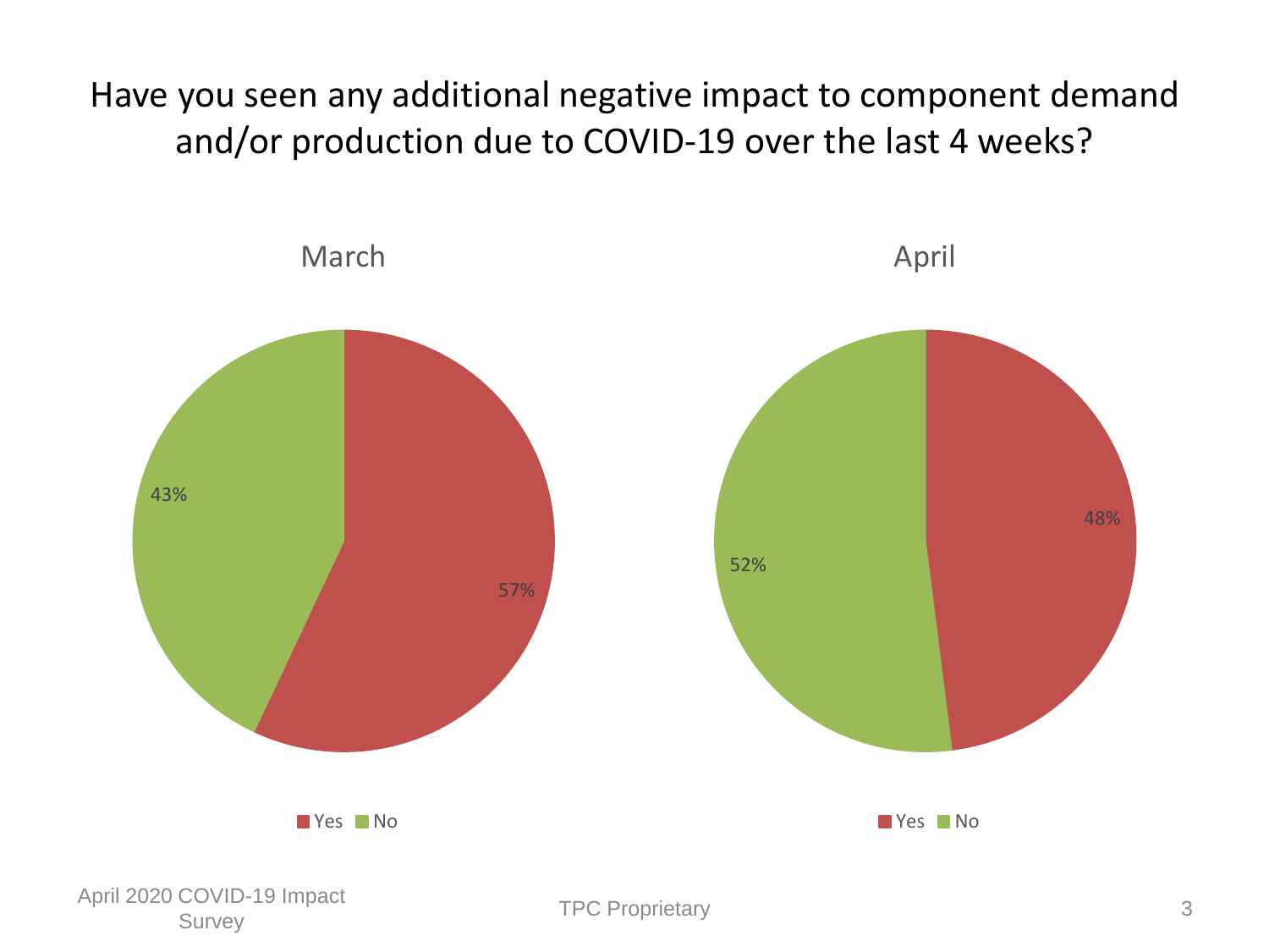# Have you seen any additional negative impact to component demand and/or production due to COVID-19 over the last 4 weeks?

March

| | % |
|---|---|
| Yes | 57% |
| No | 43% |

April

| | % |
|---|---|
| Yes | 48% |
| No | 52% |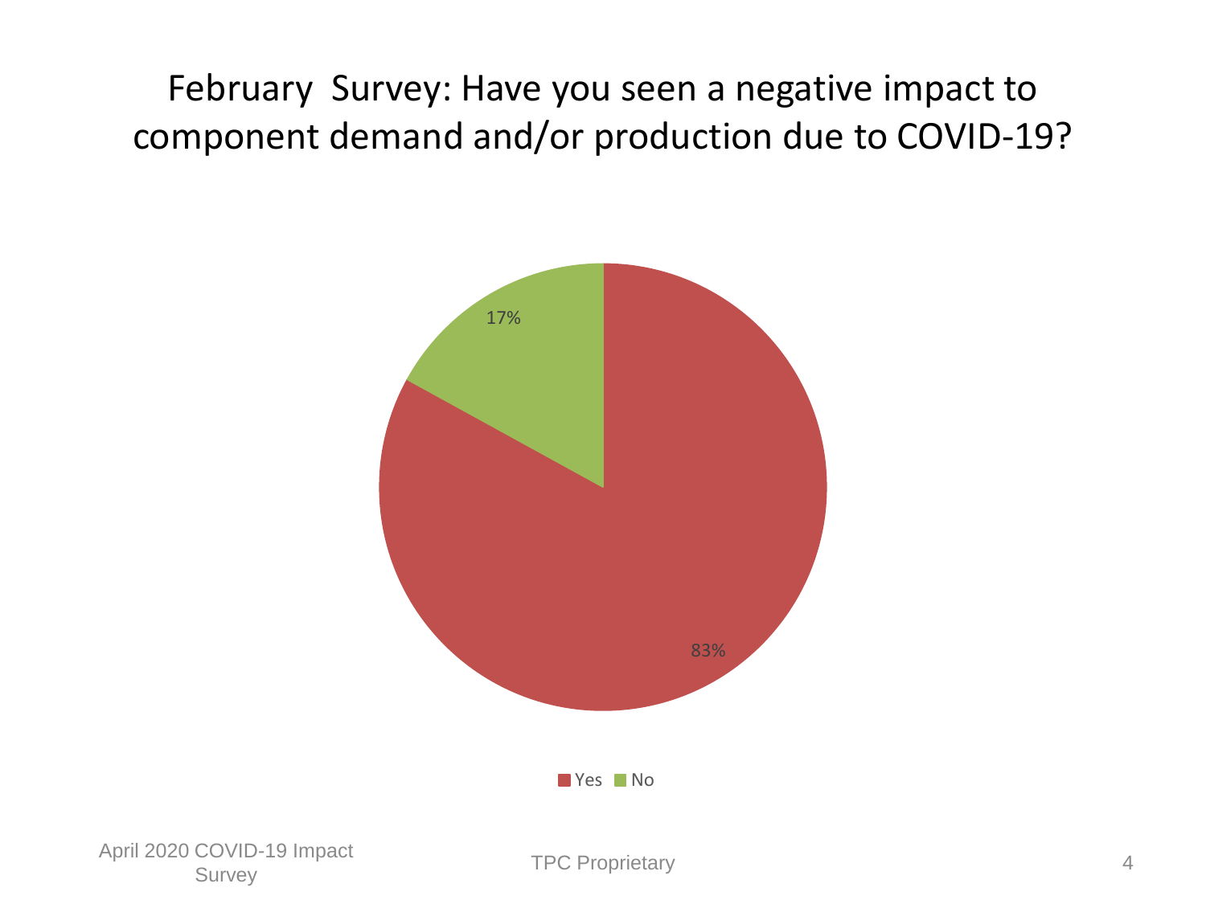# February Survey: Have you seen a negative impact to component demand and/or production due to COVID-19?

| Response | Percentage |
| --- | --- |
| Yes | 83% |
| No | 17% |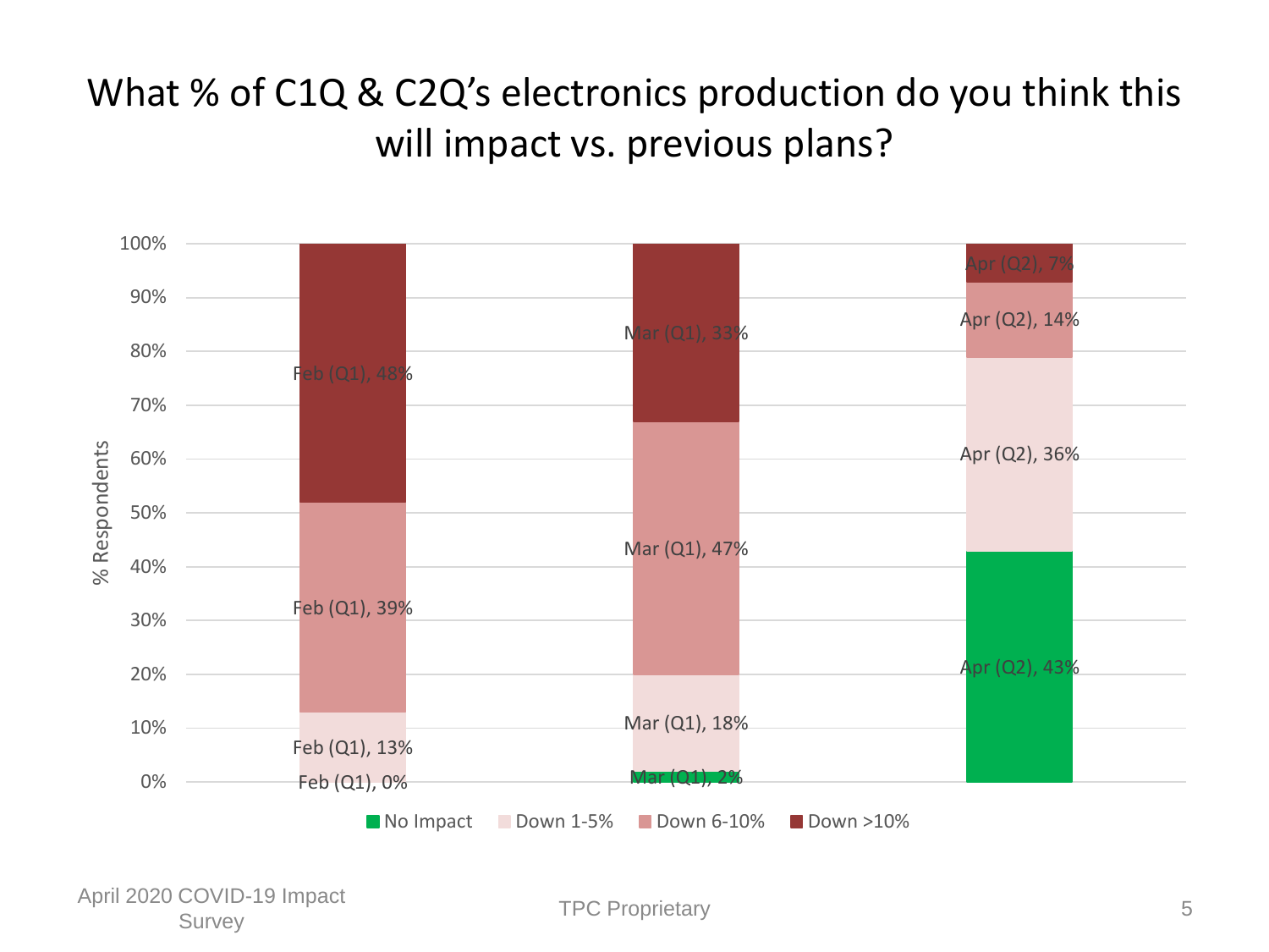# What % of C1Q & C2Q's electronics production do you think this will impact vs. previous plans?

| % Respondents | No Impact | Down 1-5% | Down 6-10% | Down >10% |
|---|---|---|---|---|
| Feb (Q1) | 0% | 13% | 39% | 48% |
| Mar (Q1) | 2% | 18% | 47% | 33% |
| Apr (Q2) | 43% | 36% | 14% | 7% |

April 2020 COVID-19 Impact Survey

TPC Proprietary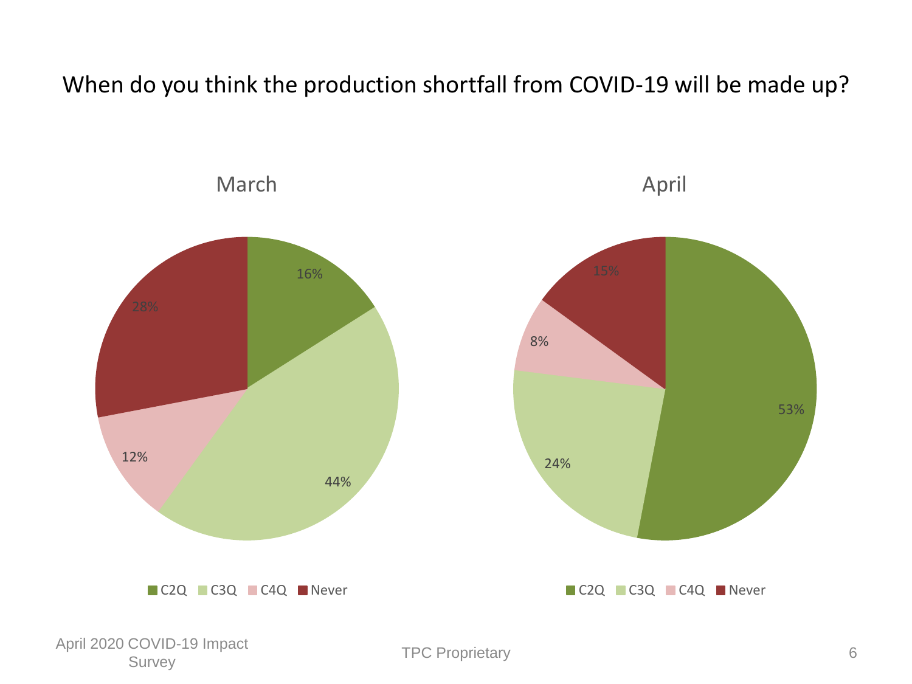# When do you think the production shortfall from COVID-19 will be made up?

## March

| Response | Share |
|---|---|
| C2Q | 16% |
| C3Q | 44% |
| C4Q | 12% |
| Never | 28% |

## April

| Response | Share |
|---|---|
| C2Q | 53% |
| C3Q | 24% |
| C4Q | 8% |
| Never | 15% |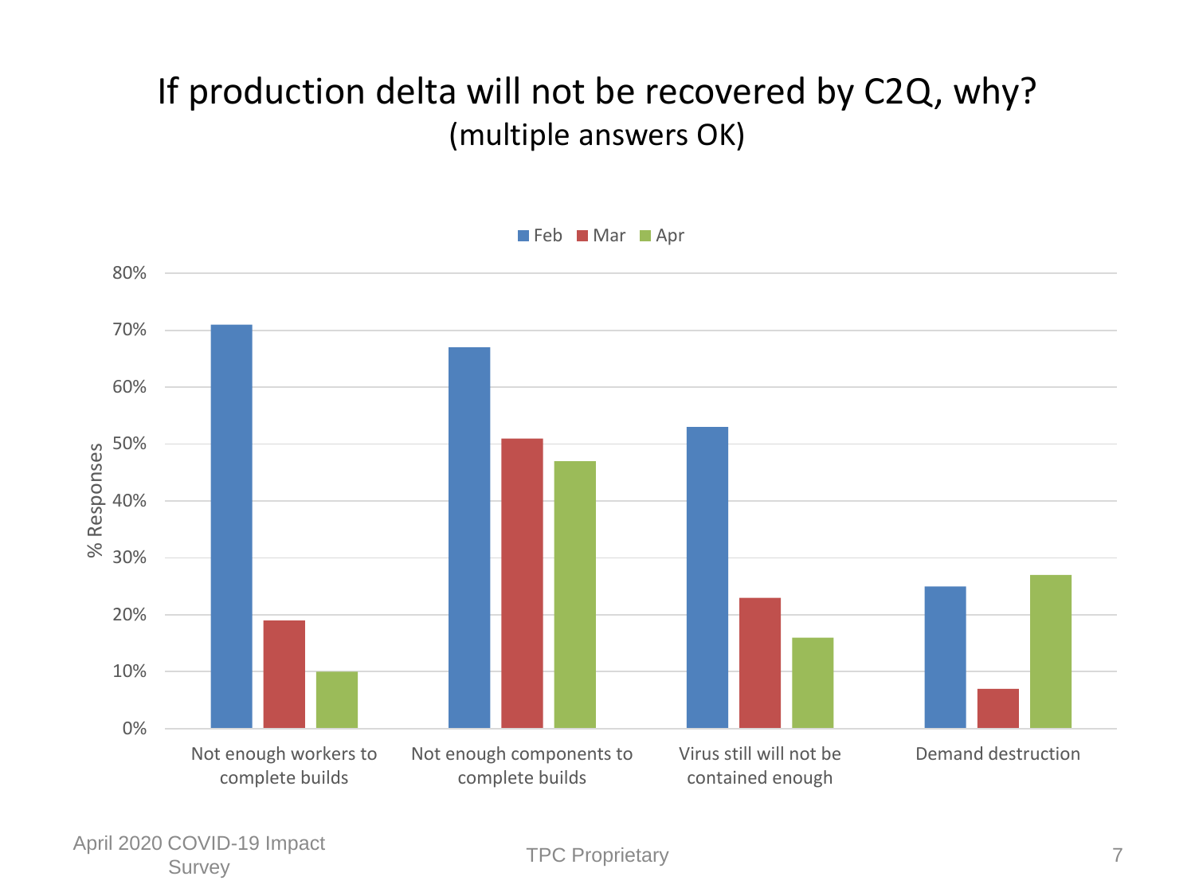# If production delta will not be recovered by C2Q, why?

(multiple answers OK)

| % Responses | Feb | Mar | Apr |
|---|---|---|---|
| Not enough workers to complete builds | 71% | 19% | 10% |
| Not enough components to complete builds | 67% | 51% | 47% |
| Virus still will not be contained enough | 53% | 23% | 16% |
| Demand destruction | 25% | 7% | 27% |

April 2020 COVID-19 Impact Survey

TPC Proprietary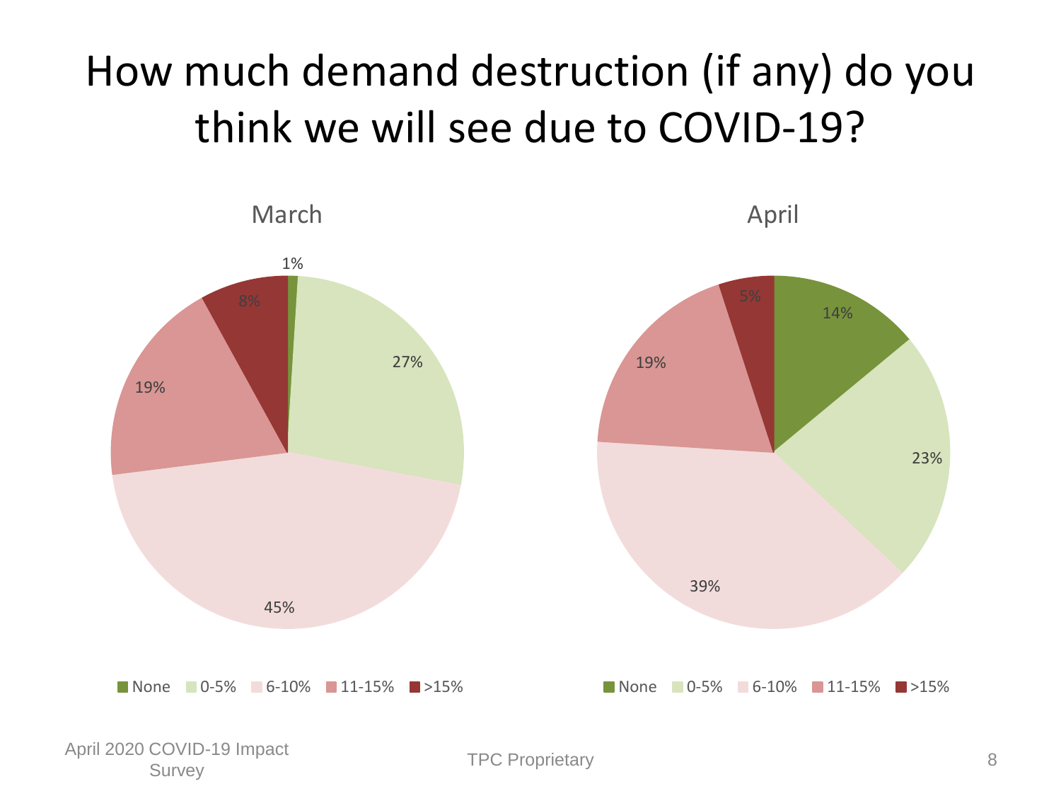# How much demand destruction (if any) do you think we will see due to COVID-19?

March

1%
27%
45%
19%
8%

None 0-5% 6-10% 11-15% >15%

April

14%
23%
39%
19%
5%

None 0-5% 6-10% 11-15% >15%